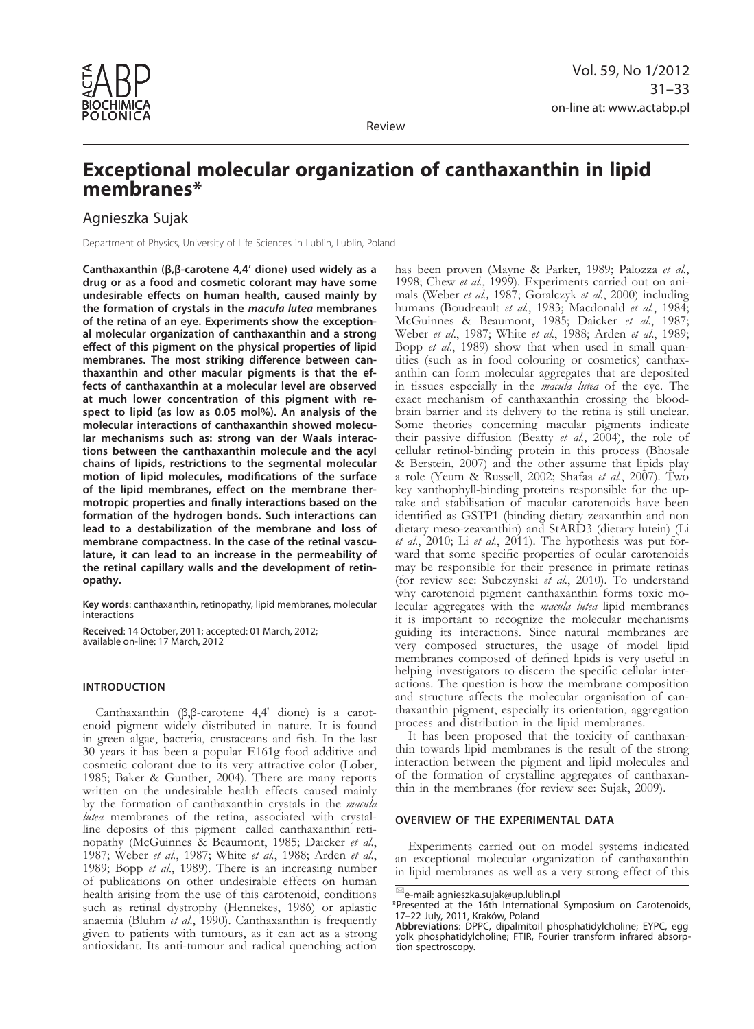Review

# Exceptional molecular organization of canthaxanthin in lipid membranes*

Agnieszka Sujak

Department of Physics, University of Life Sciences in Lublin, Lublin, Poland

**Canthaxanthin (β,β-carotene 4,4' dione) used widely as a drug or as a food and cosmetic colorant may have some undesirable effects on human health, caused mainly by the formation of crystals in the *macula lutea* membranes of the retina of an eye. Experiments show the exceptional molecular organization of canthaxanthin and a strong effect of this pigment on the physical properties of lipid membranes. The most striking difference between canthaxanthin and other macular pigments is that the effects of canthaxanthin at a molecular level are observed at much lower concentration of this pigment with respect to lipid (as low as 0.05 mol%). An analysis of the molecular interactions of canthaxanthin showed molecular mechanisms such as: strong van der Waals interactions between the canthaxanthin molecule and the acyl chains of lipids, restrictions to the segmental molecular motion of lipid molecules, modifications of the surface of the lipid membranes, effect on the membrane thermotropic properties and finally interactions based on the formation of the hydrogen bonds. Such interactions can lead to a destabilization of the membrane and loss of membrane compactness. In the case of the retinal vasculature, it can lead to an increase in the permeability of the retinal capillary walls and the development of retinopathy.**

**Key words**: canthaxanthin, retinopathy, lipid membranes, molecular interactions

**Received**: 14 October, 2011; accepted: 01 March, 2012; available on-line: 17 March, 2012

## INTRODUCTION

Canthaxanthin (β,β-carotene 4,4' dione) is a carotenoid pigment widely distributed in nature. It is found in green algae, bacteria, crustaceans and fish. In the last 30 years it has been a popular E161g food additive and cosmetic colorant due to its very attractive color (Lober, 1985; Baker & Gunther, 2004). There are many reports written on the undesirable health effects caused mainly by the formation of canthaxanthin crystals in the *macula lutea* membranes of the retina, associated with crystalline deposits of this pigment called canthaxanthin retinopathy (McGuinnes & Beaumont, 1985; Daicker *et al.*, 1987; Weber *et al.*, 1987; White *et al.*, 1988; Arden *et al.*, 1989; Bopp *et al.*, 1989). There is an increasing number of publications on other undesirable effects on human health arising from the use of this carotenoid, conditions such as retinal dystrophy (Hennekes, 1986) or aplastic anaemia (Bluhm *et al.*, 1990). Canthaxanthin is frequently given to patients with tumours, as it can act as a strong antioxidant. Its anti-tumour and radical quenching action has been proven (Mayne & Parker, 1989; Palozza *et al.*, 1998; Chew *et al.*, 1999). Experiments carried out on animals (Weber *et al.,* 1987; Goralczyk *et al.*, 2000) including humans (Boudreault *et al.*, 1983; Macdonald *et al.*, 1984; McGuinnes & Beaumont, 1985; Daicker *et al.*, 1987; Weber *et al.*, 1987; White *et al.*, 1988; Arden *et al.*, 1989; Bopp *et al.*, 1989) show that when used in small quantities (such as in food colouring or cosmetics) canthaxanthin can form molecular aggregates that are deposited in tissues especially in the *macula lutea* of the eye. The exact mechanism of canthaxanthin crossing the blood-brain barrier and its delivery to the retina is still unclear. Some theories concerning macular pigments indicate their passive diffusion (Beatty *et al.*, 2004), the role of cellular retinol-binding protein in this process (Bhosale & Berstein, 2007) and the other assume that lipids play a role (Yeum & Russell, 2002; Shafaa *et al.*, 2007). Two key xanthophyll-binding proteins responsible for the uptake and stabilisation of macular carotenoids have been identified as GSTP1 (binding dietary zeaxanthin and non dietary meso-zeaxanthin) and StARD3 (dietary lutein) (Li *et al.*, 2010; Li *et al.*, 2011). The hypothesis was put forward that some specific properties of ocular carotenoids may be responsible for their presence in primate retinas (for review see: Subczynski *et al.*, 2010). To understand why carotenoid pigment canthaxanthin forms toxic molecular aggregates with the *macula lutea* lipid membranes it is important to recognize the molecular mechanisms guiding its interactions. Since natural membranes are very composed structures, the usage of model lipid membranes composed of defined lipids is very useful in helping investigators to discern the specific cellular interactions. The question is how the membrane composition and structure affects the molecular organisation of canthaxanthin pigment, especially its orientation, aggregation process and distribution in the lipid membranes.

It has been proposed that the toxicity of canthaxanthin towards lipid membranes is the result of the strong interaction between the pigment and lipid molecules and of the formation of crystalline aggregates of canthaxanthin in the membranes (for review see: Sujak, 2009).

## OVERVIEW OF THE EXPERIMENTAL DATA

Experiments carried out on model systems indicated an exceptional molecular organization of canthaxanthin in lipid membranes as well as a very strong effect of this

---

e-mail: agnieszka.sujak@up.lublin.pl

*Presented at the 16th International Symposium on Carotenoids, 17–22 July, 2011, Kraków, Poland

**Abbreviations**: DPPC, dipalmitoil phosphatidylcholine; EYPC, egg yolk phosphatidylcholine; FTIR, Fourier transform infrared absorption spectroscopy.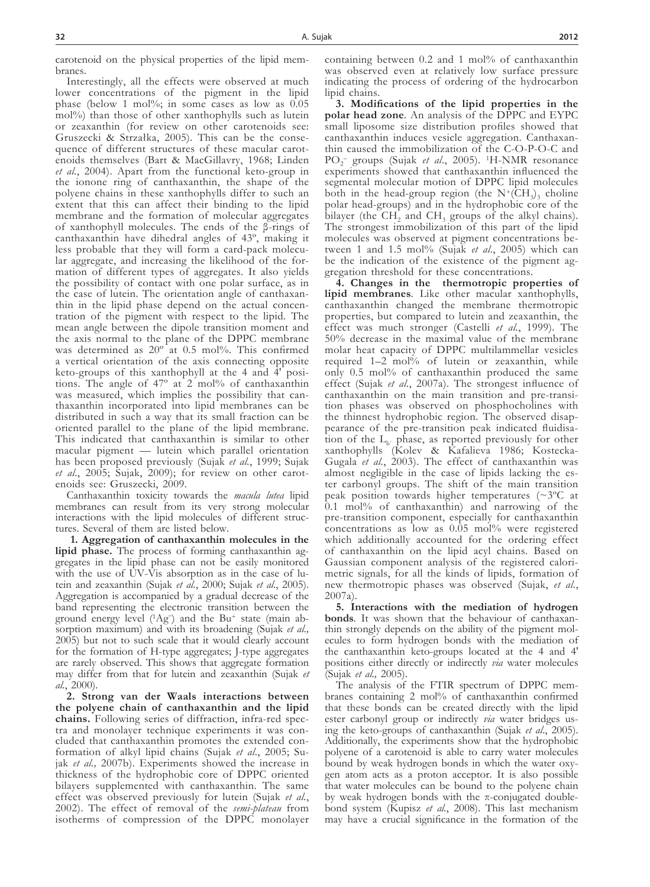carotenoid on the physical properties of the lipid membranes.

Interestingly, all the effects were observed at much lower concentrations of the pigment in the lipid phase (below 1 mol%; in some cases as low as 0.05 mol%) than those of other xanthophylls such as lutein or zeaxanthin (for review on other carotenoids see: Gruszecki & Strzałka, 2005). This can be the consequence of different structures of these macular carotenoids themselves (Bart & MacGillavry, 1968; Linden *et al.*, 2004). Apart from the functional keto-group in the ionone ring of canthaxanthin, the shape of the polyene chains in these xanthophylls differ to such an extent that this can affect their binding to the lipid membrane and the formation of molecular aggregates of xanthophyll molecules. The ends of the β-rings of canthaxanthin have dihedral angles of 43º, making it less probable that they will form a card-pack molecular aggregate, and increasing the likelihood of the formation of different types of aggregates. It also yields the possibility of contact with one polar surface, as in the case of lutein. The orientation angle of canthaxanthin in the lipid phase depend on the actual concentration of the pigment with respect to the lipid. The mean angle between the dipole transition moment and the axis normal to the plane of the DPPC membrane was determined as 20º at 0.5 mol%. This confirmed a vertical orientation of the axis connecting opposite keto-groups of this xanthophyll at the 4 and 4' positions. The angle of 47º at 2 mol% of canthaxanthin was measured, which implies the possibility that canthaxanthin incorporated into lipid membranes can be distributed in such a way that its small fraction can be oriented parallel to the plane of the lipid membrane. This indicated that canthaxanthin is similar to other macular pigment — lutein which parallel orientation has been proposed previously (Sujak *et al.*, 1999; Sujak *et al.*, 2005; Sujak, 2009); for review on other carotenoids see: Gruszecki, 2009.

Canthaxanthin toxicity towards the *macula lutea* lipid membranes can result from its very strong molecular interactions with the lipid molecules of different structures. Several of them are listed below.

**1. Aggregation of canthaxanthin molecules in the lipid phase.** The process of forming canthaxanthin aggregates in the lipid phase can not be easily monitored with the use of UV-Vis absorption as in the case of lutein and zeaxanthin (Sujak *et al.*, 2000; Sujak *et al.*, 2005). Aggregation is accompanied by a gradual decrease of the band representing the electronic transition between the ground energy level ($^1Ag^-$) and the $Bu^+$ state (main absorption maximum) and with its broadening (Sujak *et al.,* 2005) but not to such scale that it would clearly account for the formation of H-type aggregates; J-type aggregates are rarely observed. This shows that aggregate formation may differ from that for lutein and zeaxanthin (Sujak *et al.*, 2000).

**2. Strong van der Waals interactions between the polyene chain of canthaxanthin and the lipid chains.** Following series of diffraction, infra-red spectra and monolayer technique experiments it was concluded that canthaxanthin promotes the extended conformation of alkyl lipid chains (Sujak *et al.*, 2005; Sujak *et al.,* 2007b). Experiments showed the increase in thickness of the hydrophobic core of DPPC oriented bilayers supplemented with canthaxanthin. The same effect was observed previously for lutein (Sujak *et al.*, 2002). The effect of removal of the *semi-plateau* from isotherms of compression of the DPPC monolayer containing between 0.2 and 1 mol% of canthaxanthin was observed even at relatively low surface pressure indicating the process of ordering of the hydrocarbon lipid chains.

**3. Modifications of the lipid properties in the polar head zone**. An analysis of the DPPC and EYPC small liposome size distribution profiles showed that canthaxanthin induces vesicle aggregation. Canthaxanthin caused the immobilization of the C-O-P-O-C and $PO_2^-$ groups (Sujak *et al.*, 2005). $^1H$-NMR resonance experiments showed that canthaxanthin influenced the segmental molecular motion of DPPC lipid molecules both in the head-group region (the $N^+(CH_3)_3$ choline polar head-groups) and in the hydrophobic core of the bilayer (the $CH_2$ and $CH_3$ groups of the alkyl chains). The strongest immobilization of this part of the lipid molecules was observed at pigment concentrations between 1 and 1.5 mol% (Sujak *et al.*, 2005) which can be the indication of the existence of the pigment aggregation threshold for these concentrations.

**4. Changes in the thermotropic properties of lipid membranes**. Like other macular xanthophylls, canthaxanthin changed the membrane thermotropic properties, but compared to lutein and zeaxanthin, the effect was much stronger (Castelli *et al.*, 1999). The 50% decrease in the maximal value of the membrane molar heat capacity of DPPC multilammellar vesicles required 1–2 mol% of lutein or zeaxanthin, while only 0.5 mol% of canthaxanthin produced the same effect (Sujak *et al.*, 2007a). The strongest influence of canthaxanthin on the main transition and pre-transition phases was observed on phosphocholines with the thinnest hydrophobic region. The observed disappearance of the pre-transition peak indicated fluidisation of the $L_{b'}$ phase, as reported previously for other xanthophylls (Kolev & Kafalieva 1986; Kostecka-Gugala *et al.*, 2003). The effect of canthaxanthin was almost negligible in the case of lipids lacking the ester carbonyl groups. The shift of the main transition peak position towards higher temperatures (~3ºC at 0.1 mol% of canthaxanthin) and narrowing of the pre-transition component, especially for canthaxanthin concentrations as low as 0.05 mol% were registered which additionally accounted for the ordering effect of canthaxanthin on the lipid acyl chains. Based on Gaussian component analysis of the registered calorimetric signals, for all the kinds of lipids, formation of new thermotropic phases was observed (Sujak, *et al.*, 2007a).

**5. Interactions with the mediation of hydrogen bonds**. It was shown that the behaviour of canthaxanthin strongly depends on the ability of the pigment molecules to form hydrogen bonds with the mediation of the canthaxanthin keto-groups located at the 4 and 4' positions either directly or indirectly *via* water molecules (Sujak *et al.,* 2005).

The analysis of the FTIR spectrum of DPPC membranes containing 2 mol% of canthaxanthin confirmed that these bonds can be created directly with the lipid ester carbonyl group or indirectly *via* water bridges using the keto-groups of canthaxanthin (Sujak *et al.*, 2005). Additionally, the experiments show that the hydrophobic polyene of a carotenoid is able to carry water molecules bound by weak hydrogen bonds in which the water oxygen atom acts as a proton acceptor. It is also possible that water molecules can be bound to the polyene chain by weak hydrogen bonds with the π-conjugated double-bond system (Kupisz *et al.*, 2008). This last mechanism may have a crucial significance in the formation of the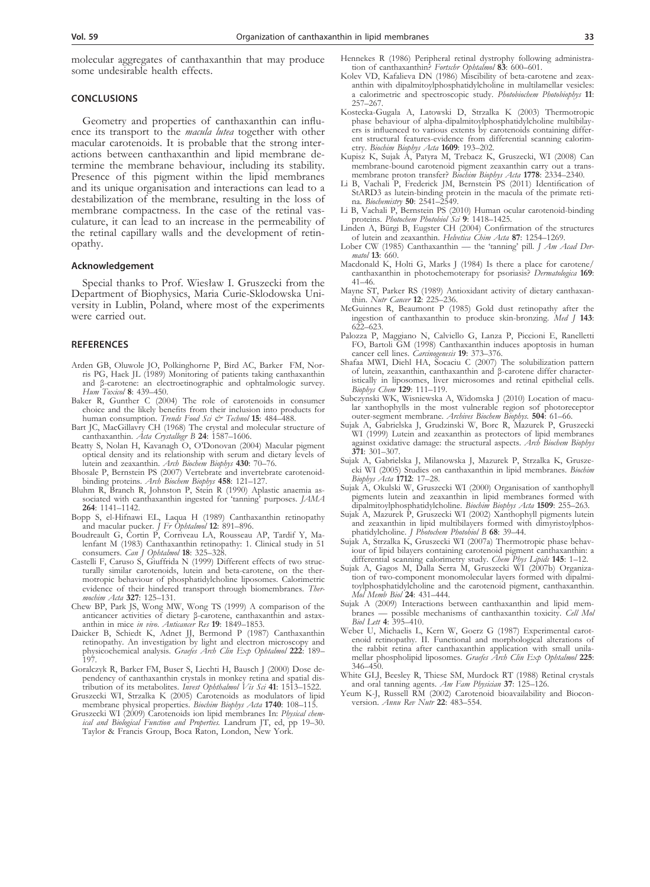molecular aggregates of canthaxanthin that may produce some undesirable health effects.

## CONCLUSIONS

Geometry and properties of canthaxanthin can influence its transport to the *macula lutea* together with other macular carotenoids. It is probable that the strong interactions between canthaxanthin and lipid membrane determine the membrane behaviour, including its stability. Presence of this pigment within the lipid membranes and its unique organisation and interactions can lead to a destabilization of the membrane, resulting in the loss of membrane compactness. In the case of the retinal vasculature, it can lead to an increase in the permeability of the retinal capillary walls and the development of retinopathy.

### Acknowledgement

Special thanks to Prof. Wiesław I. Gruszecki from the Department of Biophysics, Maria Curie-Sklodowska University in Lublin, Poland, where most of the experiments were carried out.

## REFERENCES

Arden GB, Oluwole JO, Polkinghorne P, Bird AC, Barker FM, Norris PG, Haek JL (1989) Monitoring of patients taking canthaxanthin and β-carotene: an electroretinographic and ophtalmologic survey. *Hum Toxicol* **8**: 439–450.

Baker R, Gunther C (2004) The role of carotenoids in consumer choice and the likely benefits from their inclusion into products for human consumption. *Trends Food Sci & Technol* **15**: 484–488.

Bart JC, MacGillavry CH (1968) The crystal and molecular structure of canthaxanthin. *Acta Crystallogr B* **24**: 1587–1606.

Beatty S, Nolan H, Kavanagh O, O'Donovan (2004) Macular pigment optical density and its relationship with serum and dietary levels of lutein and zeaxanthin. *Arch Biochem Biophys* **430**: 70–76.

Bhosale P, Bernstein PS (2007) Vertebrate and invertebrate carotenoid-binding proteins. *Arch Biochem Biophys* **458**: 121–127.

Bluhm R, Branch R, Johnston P, Stein R (1990) Aplastic anaemia associated with canthaxanthin ingested for 'tanning' purposes. *JAMA* **264**: 1141–1142.

Bopp S, el-Hifnawi EL, Laqua H (1989) Canthaxanthin retinopathy and macular pucker. *J Fr Ophtalmol* **12**: 891–896.

Boudreault G, Cortin P, Corriveau LA, Rousseau AP, Tardif Y, Malenfant M (1983) Canthaxanthin retinopathy: 1. Clinical study in 51 consumers. *Can J Ophtalmol* **18**: 325–328.

Castelli F, Caruso S, Giuffrida N (1999) Different effects of two structurally similar carotenoids, lutein and beta-carotene, on the thermotropic behaviour of phosphatidylcholine liposomes. Calorimetric evidence of their hindered transport through biomembranes. *Thermochim Acta* **327**: 125–131.

Chew BP, Park JS, Wong MW, Wong TS (1999) A comparison of the anticancer activities of dietary β-carotene, canthaxanthin and astaxanthin in mice *in vivo*. *Anticancer Res* **19**: 1849–1853.

Daicker B, Schiedt K, Adnet JJ, Bermond P (1987) Canthaxanthin retinopathy. An investigation by light and electron microscopy and physicochemical analysis. *Graefes Arch Clin Exp Ophtalmol* **222**: 189–197.

Goralczyk R, Barker FM, Buser S, Liechti H, Bausch J (2000) Dose dependency of canthaxanthin crystals in monkey retina and spatial distribution of its metabolites. *Invest Ophthalmol Vis Sci* **41**: 1513–1522.

Gruszecki WI, Strzalka K (2005) Carotenoids as modulators of lipid membrane physical properties. *Biochim Biophys Acta* **1740**: 108–115.

Gruszecki WI (2009) Carotenoids ion lipid membranes In: *Physical chemical and Biological Function and Properties.* Landrum JT, ed, pp 19–30. Taylor & Francis Group, Boca Raton, London, New York.

Hennekes R (1986) Peripheral retinal dystrophy following administration of canthaxanthin? *Fortschr Ophtalmol* **83**: 600–601.

Kolev VD, Kafalieva DN (1986) Miscibility of beta-carotene and zeaxanthin with dipalmitoylphosphatidylcholine in multilamellar vesicles: a calorimetric and spectroscopic study. *Photobiochem Photobiophys* **11**: 257–267.

Kostecka-Gugala A, Latowski D, Strzalka K (2003) Thermotropic phase behaviour of alpha-dipalmitoylphosphatidylcholine multibilayers is influenced to various extents by carotenoids containing different structural features-evidence from differential scanning calorimetry. *Biochim Biophys Acta* **1609**: 193–202.

Kupisz K, Sujak A, Patyra M, Trebacz K, Gruszecki, WI (2008) Can membrane-bound carotenoid pigment zeaxanthin carry out a transmembrane proton transfer? *Biochim Biophys Acta* **1778**: 2334–2340.

Li B, Vachali P, Frederick JM, Bernstein PS (2011) Identification of StARD3 as lutein-binding protein in the macula of the primate retina. *Biochemistry* **50**: 2541–2549.

Li B, Vachali P, Bernstein PS (2010) Human ocular carotenoid-binding proteins. *Photochem Photobiol Sci* **9**: 1418–1425.

Linden A, Bürgi B, Eugster CH (2004) Confirmation of the structures of lutein and zeaxanthin. *Helvetica Chim Acta* **87**: 1254–1269.

Lober CW (1985) Canthaxanthin — the 'tanning' pill. *J Am Acad Dermatol* **13**: 660.

Macdonald K, Holti G, Marks J (1984) Is there a place for carotene/canthaxanthin in photochemoterapy for psoriasis? *Dermatologica* **169**: 41–46.

Mayne ST, Parker RS (1989) Antioxidant activity of dietary canthaxanthin. *Nutr Cancer* **12**: 225–236.

McGuinnes R, Beaumont P (1985) Gold dust retinopathy after the ingestion of canthaxanthin to produce skin-bronzing. *Med J* **143**: 622–623.

Palozza P, Maggiano N, Calviello G, Lanza P, Piccioni E, Ranelletti FO, Bartoli GM (1998) Canthaxanthin induces apoptosis in human cancer cell lines. *Carcinogenesis* **19**: 373–376.

Shafaa MWI, Diehl HA, Socaciu C (2007) The solubilization pattern of lutein, zeaxanthin, canthaxanthin and β-carotene differ characteristically in liposomes, liver microsomes and retinal epithelial cells. *Biophys Chem* **129**: 111–119.

Subczynski WK, Wisniewska A, Widomska J (2010) Location of macular xanthophylls in the most vulnerable region sof photoreceptor outer-segment membrane. *Archives Biochem Biophys.* **504**: 61–66.

Sujak A, Gabrielska J, Grudzinski W, Borc R, Mazurek P, Gruszecki WI (1999) Lutein and zeaxanthin as protectors of lipid membranes against oxidative damage: the structural aspects. *Arch Biochem Biophys* **371**: 301–307.

Sujak A, Gabrielska J, Milanowska J, Mazurek P, Strzalka K, Gruszecki WI (2005) Studies on canthaxanthin in lipid membranes. *Biochim Biophys Acta* **1712**: 17–28.

Sujak A, Okulski W, Gruszecki WI (2000) Organisation of xanthophyll pigments lutein and zeaxanthin in lipid membranes formed with dipalmitoylphosphatidylcholine. *Biochim Biophys Acta* **1509**: 255–263.

Sujak A, Mazurek P, Gruszecki WI (2002) Xanthophyll pigments lutein and zeaxanthin in lipid multibilayers formed with dimyristoylphosphatidylcholine. *J Photochem Photobiol B* **68**: 39–44.

Sujak A, Strzalka K, Gruszecki WI (2007a) Thermotropic phase behaviour of lipid bilayers containing carotenoid pigment canthaxanthin: a differential scanning calorimetry study. *Chem Phys Lipids* **145**: 1–12.

Sujak A, Gagos M, Dalla Serra M, Gruszecki WI (2007b) Organization of two-component monomolecular layers formed with dipalmitoylphosphatidylcholine and the carotenoid pigment, canthaxanthin. *Mol Memb Biol* **24**: 431–444.

Sujak A (2009) Interactions between canthaxanthin and lipid membranes — possible mechanisms of canthaxanthin toxicity. *Cell Mol Biol Lett* **4**: 395–410.

Weber U, Michaelis L, Kern W, Goerz G (1987) Experimental carotenoid retinopathy. II. Functional and morphological alterations of the rabbit retina after canthaxanthin application with small unilamellar phospholipid liposomes. *Graefes Arch Clin Exp Ophtalmol* **225**: 346–450.

White GLJ, Beesley R, Thiese SM, Murdock RT (1988) Retinal crystals and oral tanning agents. *Am Fam Physician* **37**: 125–126.

Yeum K-J, Russell RM (2002) Carotenoid bioavailability and Bioconversion. *Annu Rev Nutr* **22**: 483–554.